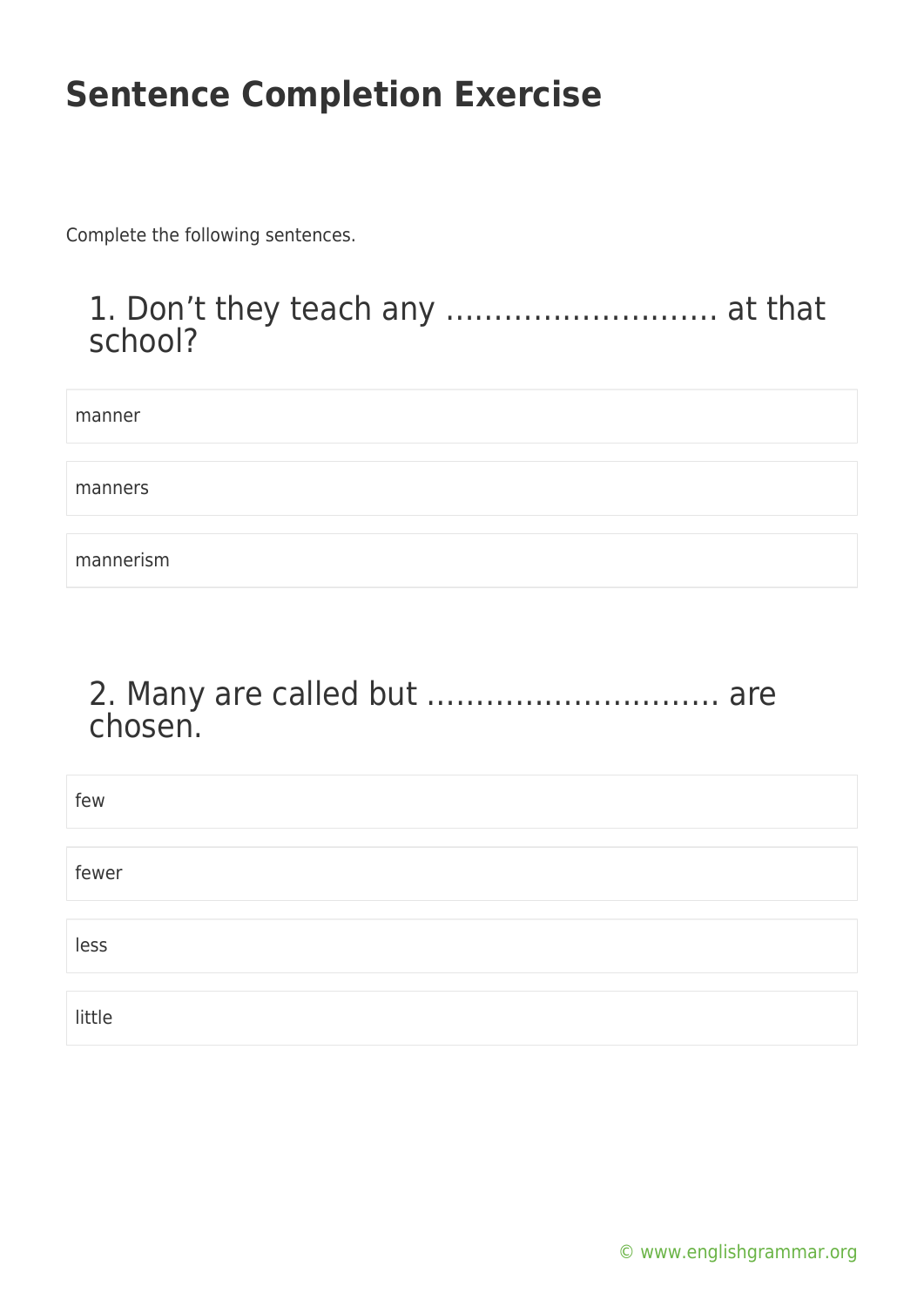# Sentence Completion Exercise

Complete the following sentences.

## 1. Don't they teach any ……………………… at that school?

- manner
- manners
- mannerism

## 2. Many are called but ……………………….. are chosen.

- few
- fewer
- less
- little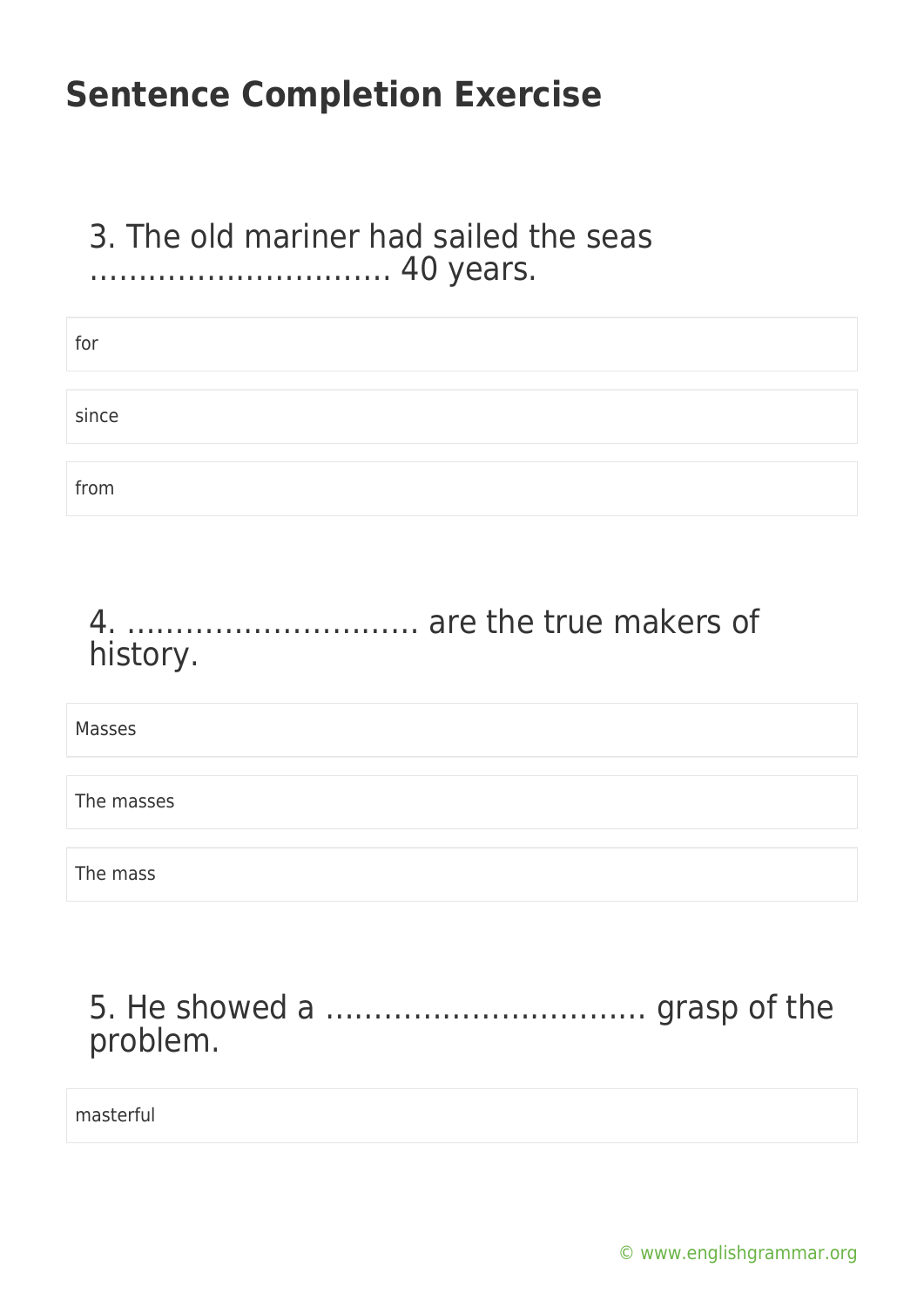# Sentence Completion Exercise

3. The old mariner had sailed the seas ………………………… 40 years.

for

since

from

4. ………………………… are the true makers of history.

Masses

The masses

The mass

5. He showed a …………………………… grasp of the problem.

masterful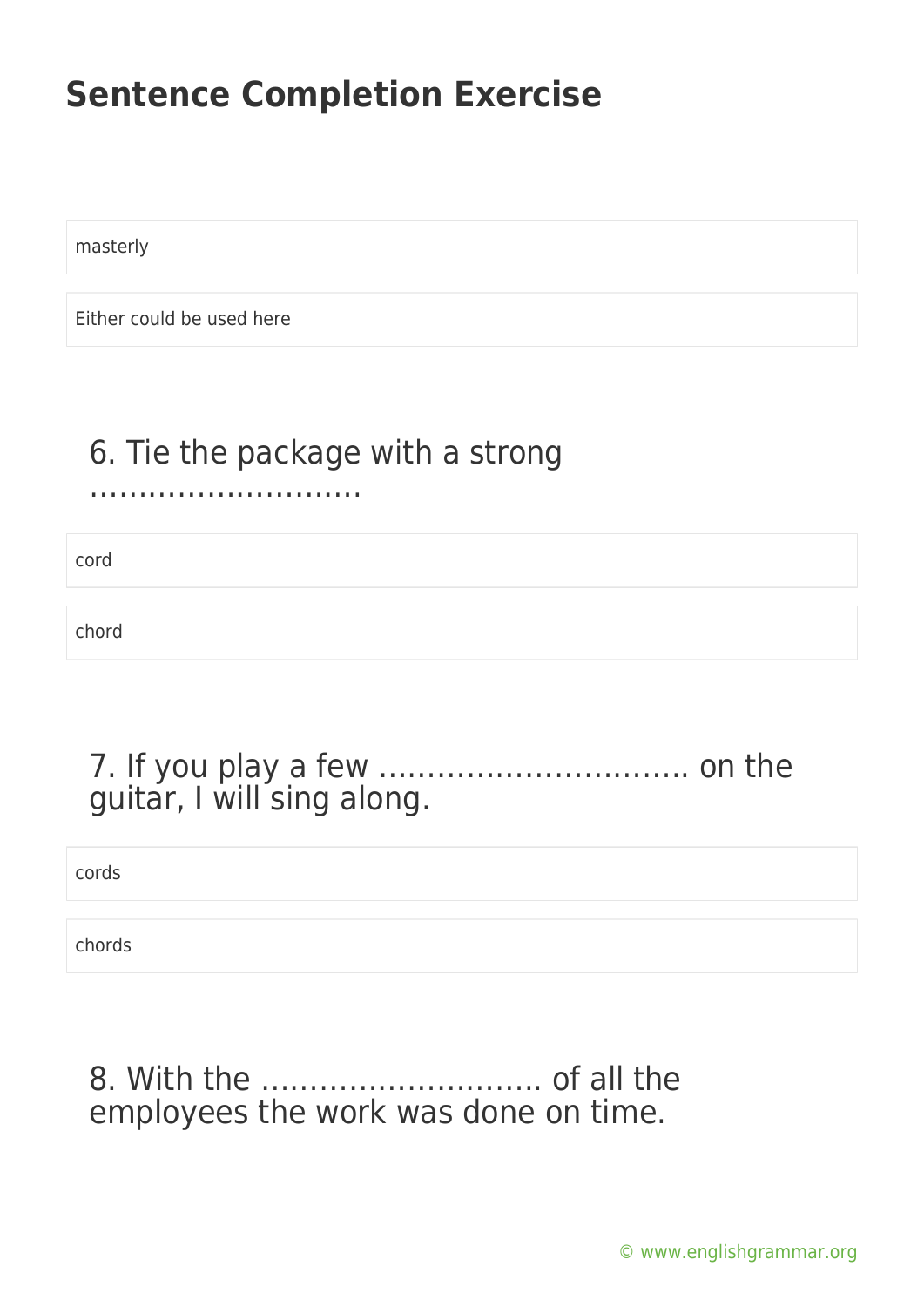# Sentence Completion Exercise

masterly

Either could be used here

6. Tie the package with a strong ……………………….

cord

chord

7. If you play a few ………………………….. on the guitar, I will sing along.

cords

chords

8. With the ……………………….. of all the employees the work was done on time.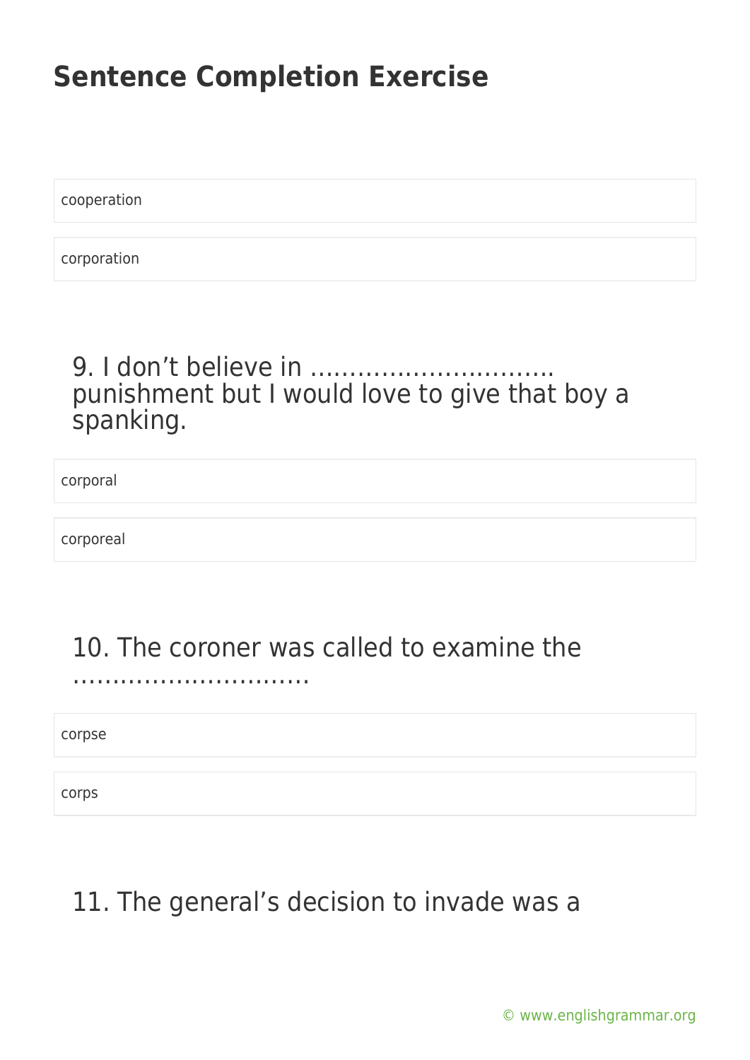# Sentence Completion Exercise

cooperation

corporation

9. I don’t believe in ………………………….. punishment but I would love to give that boy a spanking.

corporal

corporeal

10. The coroner was called to examine the …………………………

corpse

corps

11. The general’s decision to invade was a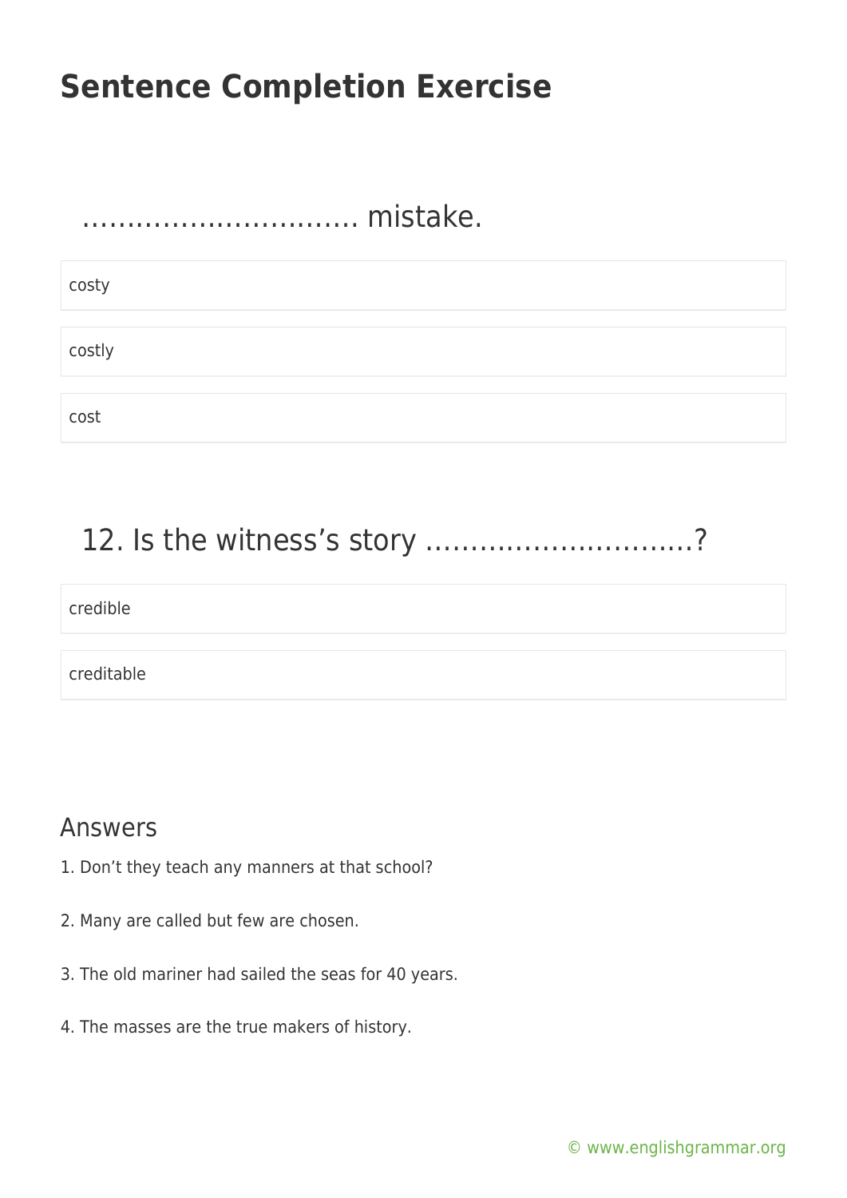# Sentence Completion Exercise

…………………………. mistake.

- costy
- costly
- cost

## 12. Is the witness's story ……………………….?

- credible
- creditable

## Answers

1. Don't they teach any manners at that school?

2. Many are called but few are chosen.

3. The old mariner had sailed the seas for 40 years.

4. The masses are the true makers of history.

© www.englishgrammar.org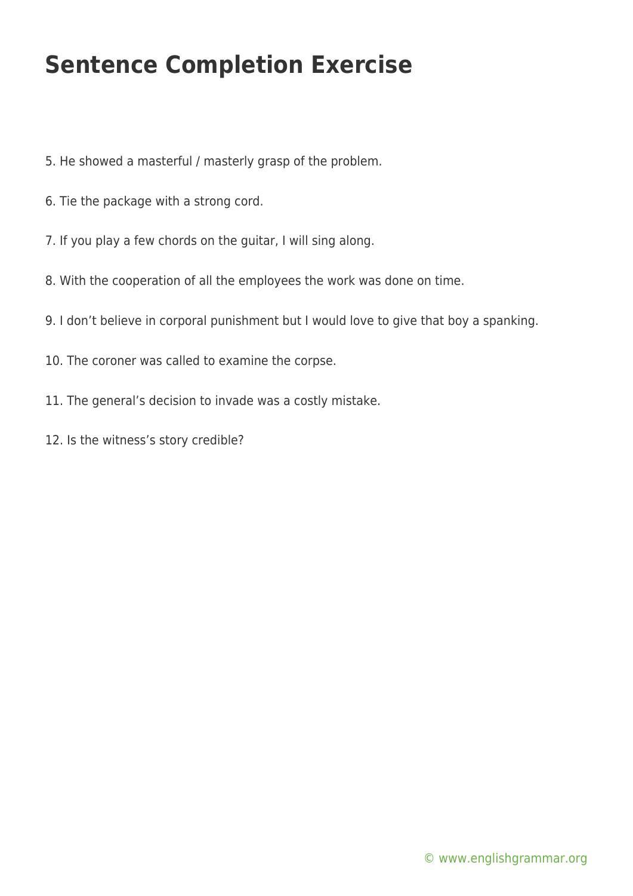# Sentence Completion Exercise

5. He showed a masterful / masterly grasp of the problem.

6. Tie the package with a strong cord.

7. If you play a few chords on the guitar, I will sing along.

8. With the cooperation of all the employees the work was done on time.

9. I don't believe in corporal punishment but I would love to give that boy a spanking.

10. The coroner was called to examine the corpse.

11. The general's decision to invade was a costly mistake.

12. Is the witness's story credible?